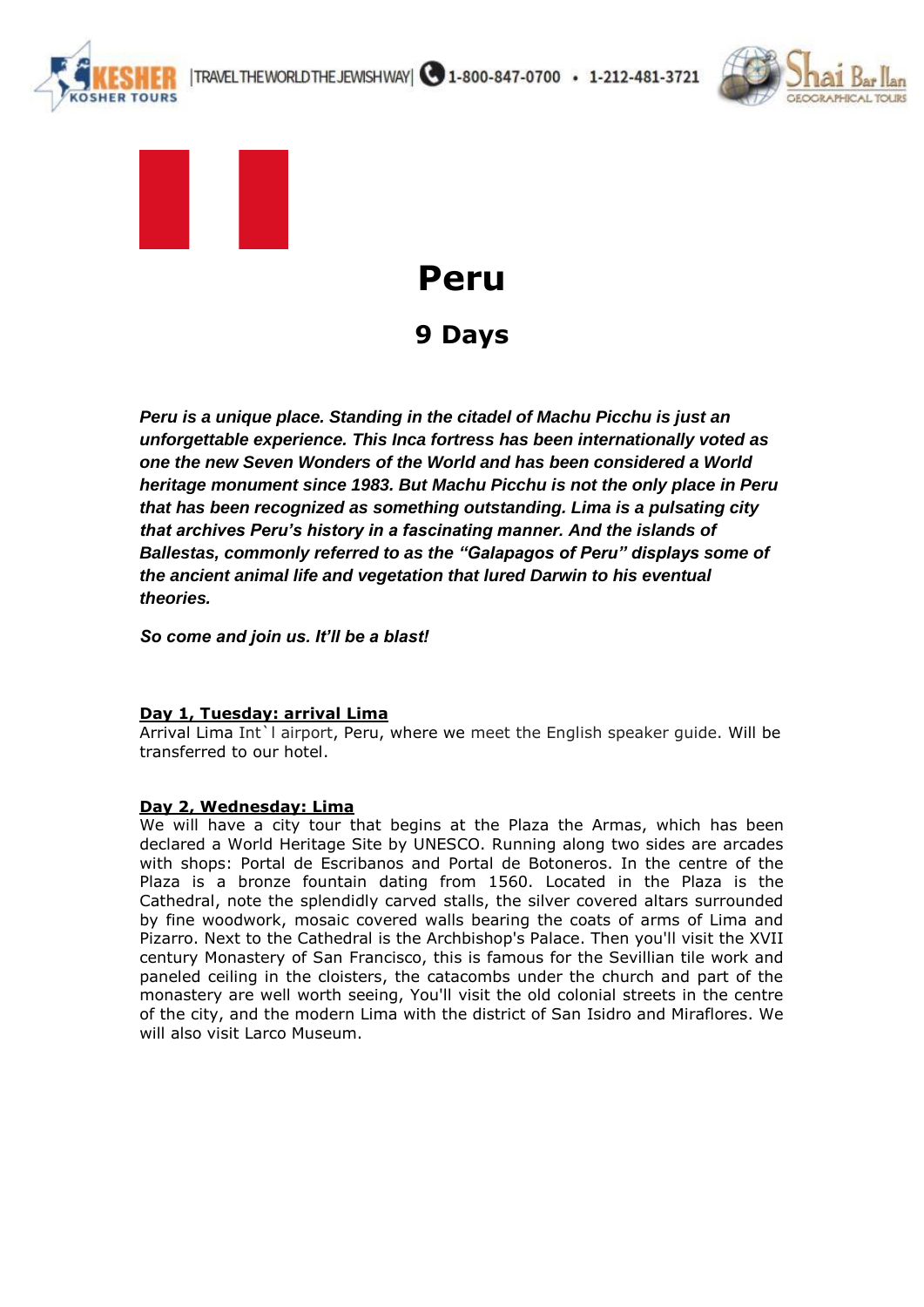# Peru

## 9 Days

***Peru is a unique place. Standing in the citadel of Machu Picchu is just an unforgettable experience. This Inca fortress has been internationally voted as one the new Seven Wonders of the World and has been considered a World heritage monument since 1983. But Machu Picchu is not the only place in Peru that has been recognized as something outstanding. Lima is a pulsating city that archives Peru's history in a fascinating manner. And the islands of Ballestas, commonly referred to as the "Galapagos of Peru" displays some of the ancient animal life and vegetation that lured Darwin to his eventual theories.***

***So come and join us. It'll be a blast!***

**Day 1, Tuesday: arrival Lima**

Arrival Lima Int`l airport, Peru, where we meet the English speaker guide. Will be transferred to our hotel.

**Day 2, Wednesday: Lima**

We will have a city tour that begins at the Plaza the Armas, which has been declared a World Heritage Site by UNESCO. Running along two sides are arcades with shops: Portal de Escribanos and Portal de Botoneros. In the centre of the Plaza is a bronze fountain dating from 1560. Located in the Plaza is the Cathedral, note the splendidly carved stalls, the silver covered altars surrounded by fine woodwork, mosaic covered walls bearing the coats of arms of Lima and Pizarro. Next to the Cathedral is the Archbishop's Palace. Then you'll visit the XVII century Monastery of San Francisco, this is famous for the Sevillian tile work and paneled ceiling in the cloisters, the catacombs under the church and part of the monastery are well worth seeing, You'll visit the old colonial streets in the centre of the city, and the modern Lima with the district of San Isidro and Miraflores. We will also visit Larco Museum.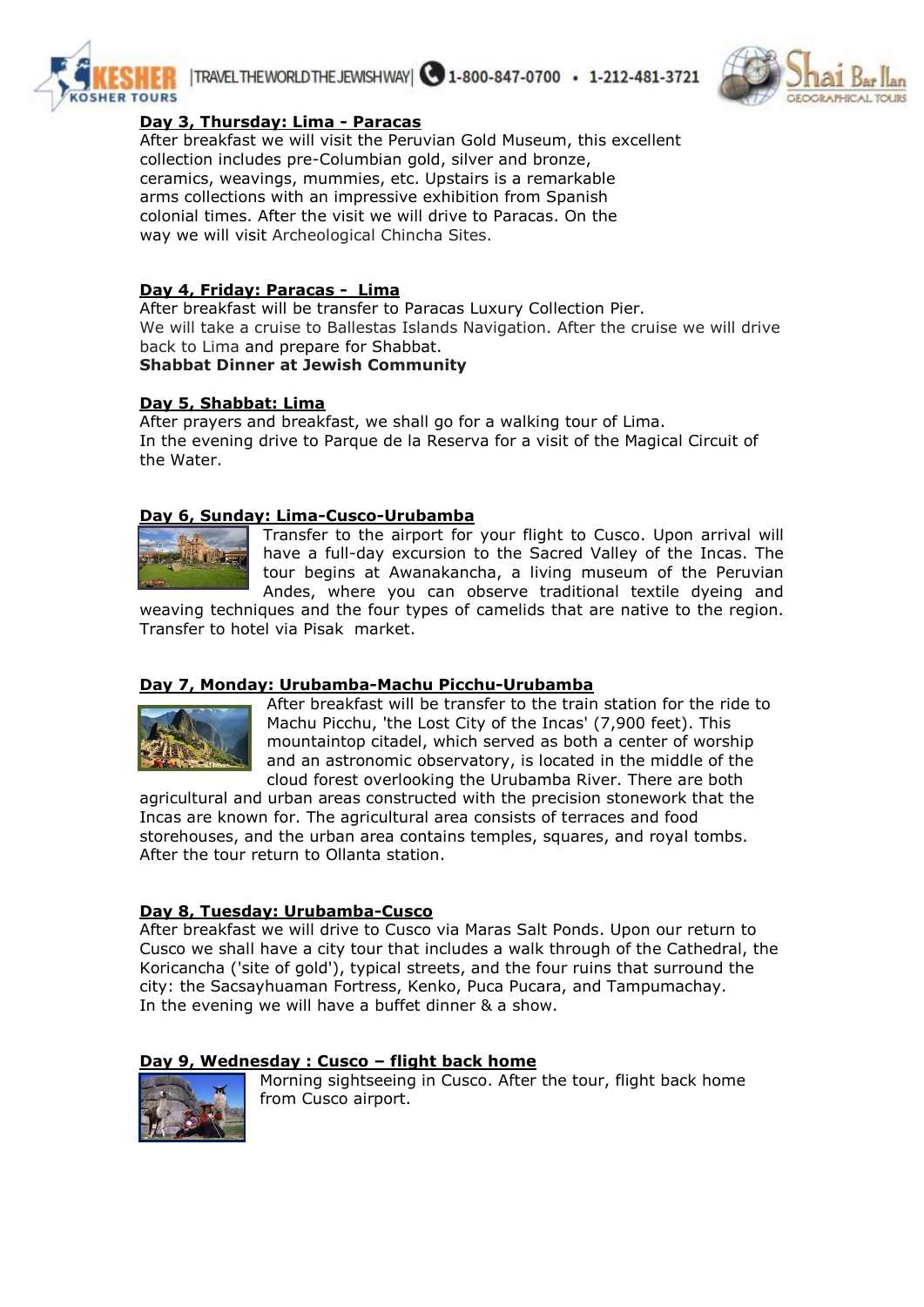## Day 3, Thursday: Lima - Paracas

After breakfast we will visit the Peruvian Gold Museum, this excellent collection includes pre-Columbian gold, silver and bronze, ceramics, weavings, mummies, etc. Upstairs is a remarkable arms collections with an impressive exhibition from Spanish colonial times. After the visit we will drive to Paracas. On the way we will visit Archeological Chincha Sites.

## Day 4, Friday: Paracas - Lima

After breakfast will be transfer to Paracas Luxury Collection Pier. We will take a cruise to Ballestas Islands Navigation. After the cruise we will drive back to Lima and prepare for Shabbat.

**Shabbat Dinner at Jewish Community**

## Day 5, Shabbat: Lima

After prayers and breakfast, we shall go for a walking tour of Lima.
In the evening drive to Parque de la Reserva for a visit of the Magical Circuit of the Water.

## Day 6, Sunday: Lima-Cusco-Urubamba

Transfer to the airport for your flight to Cusco. Upon arrival will have a full-day excursion to the Sacred Valley of the Incas. The tour begins at Awanakancha, a living museum of the Peruvian Andes, where you can observe traditional textile dyeing and weaving techniques and the four types of camelids that are native to the region. Transfer to hotel via Pisak market.

## Day 7, Monday: Urubamba-Machu Picchu-Urubamba

After breakfast will be transfer to the train station for the ride to Machu Picchu, 'the Lost City of the Incas' (7,900 feet). This mountaintop citadel, which served as both a center of worship and an astronomic observatory, is located in the middle of the cloud forest overlooking the Urubamba River. There are both agricultural and urban areas constructed with the precision stonework that the Incas are known for. The agricultural area consists of terraces and food storehouses, and the urban area contains temples, squares, and royal tombs. After the tour return to Ollanta station.

## Day 8, Tuesday: Urubamba-Cusco

After breakfast we will drive to Cusco via Maras Salt Ponds. Upon our return to Cusco we shall have a city tour that includes a walk through of the Cathedral, the Koricancha ('site of gold'), typical streets, and the four ruins that surround the city: the Sacsayhuaman Fortress, Kenko, Puca Pucara, and Tampumachay.
In the evening we will have a buffet dinner & a show.

## Day 9, Wednesday : Cusco – flight back home

Morning sightseeing in Cusco. After the tour, flight back home from Cusco airport.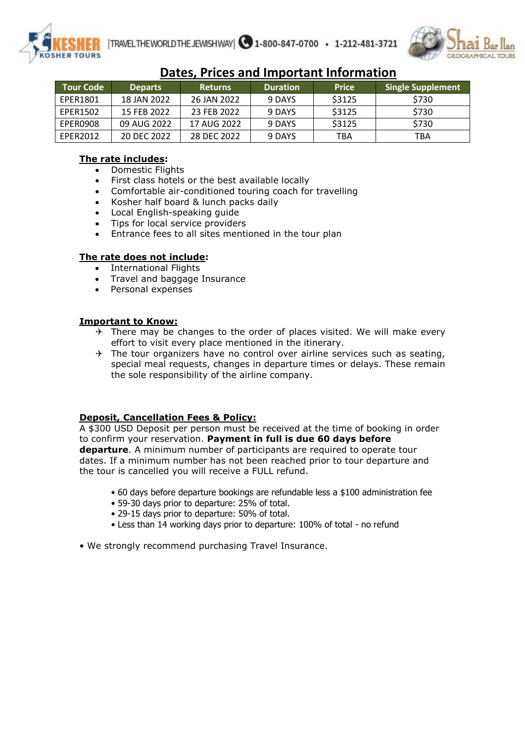# Dates, Prices and Important Information

| Tour Code | Departs | Returns | Duration | Price | Single Supplement |
|---|---|---|---|---|---|
| EPER1801 | 18 JAN 2022 | 26 JAN 2022 | 9 DAYS | $3125 | $730 |
| EPER1502 | 15 FEB 2022 | 23 FEB 2022 | 9 DAYS | $3125 | $730 |
| EPER0908 | 09 AUG 2022 | 17 AUG 2022 | 9 DAYS | $3125 | $730 |
| EPER2012 | 20 DEC 2022 | 28 DEC 2022 | 9 DAYS | TBA | TBA |

**The rate includes:**

- Domestic Flights
- First class hotels or the best available locally
- Comfortable air-conditioned touring coach for travelling
- Kosher half board & lunch packs daily
- Local English-speaking guide
- Tips for local service providers
- Entrance fees to all sites mentioned in the tour plan

**The rate does not include:**

- International Flights
- Travel and baggage Insurance
- Personal expenses

**Important to Know:**

- There may be changes to the order of places visited. We will make every effort to visit every place mentioned in the itinerary.
- The tour organizers have no control over airline services such as seating, special meal requests, changes in departure times or delays. These remain the sole responsibility of the airline company.

**Deposit, Cancellation Fees & Policy:**

A $300 USD Deposit per person must be received at the time of booking in order to confirm your reservation. **Payment in full is due 60 days before departure**. A minimum number of participants are required to operate tour dates. If a minimum number has not been reached prior to tour departure and the tour is cancelled you will receive a FULL refund.

- 60 days before departure bookings are refundable less a $100 administration fee
- 59-30 days prior to departure: 25% of total.
- 29-15 days prior to departure: 50% of total.
- Less than 14 working days prior to departure: 100% of total - no refund

- We strongly recommend purchasing Travel Insurance.